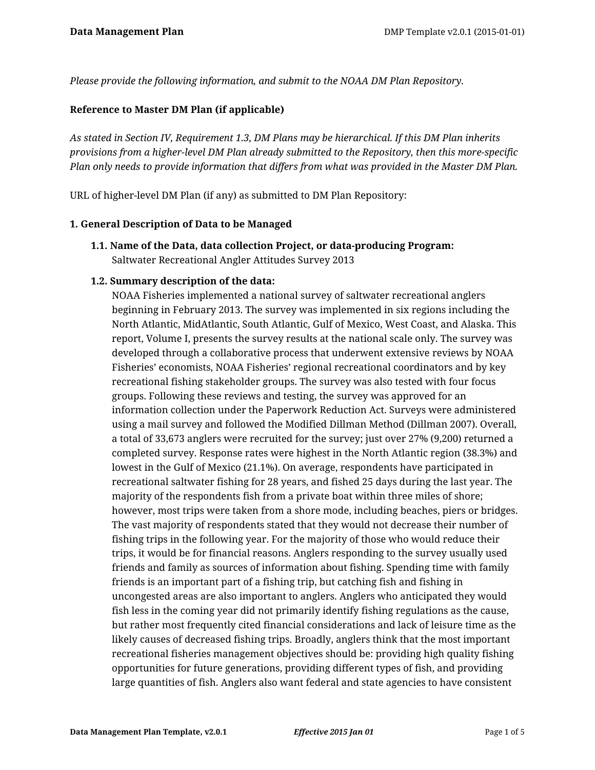*Please provide the following information, and submit to the NOAA DM Plan Repository.*

**Reference to Master DM Plan (if applicable)**

*As stated in Section IV, Requirement 1.3, DM Plans may be hierarchical. If this DM Plan inherits provisions from a higher-level DM Plan already submitted to the Repository, then this more-specific Plan only needs to provide information that differs from what was provided in the Master DM Plan.*

URL of higher-level DM Plan (if any) as submitted to DM Plan Repository:

**1. General Description of Data to be Managed**

**1.1. Name of the Data, data collection Project, or data-producing Program:**
Saltwater Recreational Angler Attitudes Survey 2013

**1.2. Summary description of the data:**
NOAA Fisheries implemented a national survey of saltwater recreational anglers beginning in February 2013. The survey was implemented in six regions including the North Atlantic, MidAtlantic, South Atlantic, Gulf of Mexico, West Coast, and Alaska. This report, Volume I, presents the survey results at the national scale only. The survey was developed through a collaborative process that underwent extensive reviews by NOAA Fisheries' economists, NOAA Fisheries' regional recreational coordinators and by key recreational fishing stakeholder groups. The survey was also tested with four focus groups. Following these reviews and testing, the survey was approved for an information collection under the Paperwork Reduction Act. Surveys were administered using a mail survey and followed the Modified Dillman Method (Dillman 2007). Overall, a total of 33,673 anglers were recruited for the survey; just over 27% (9,200) returned a completed survey. Response rates were highest in the North Atlantic region (38.3%) and lowest in the Gulf of Mexico (21.1%). On average, respondents have participated in recreational saltwater fishing for 28 years, and fished 25 days during the last year. The majority of the respondents fish from a private boat within three miles of shore; however, most trips were taken from a shore mode, including beaches, piers or bridges. The vast majority of respondents stated that they would not decrease their number of fishing trips in the following year. For the majority of those who would reduce their trips, it would be for financial reasons. Anglers responding to the survey usually used friends and family as sources of information about fishing. Spending time with family friends is an important part of a fishing trip, but catching fish and fishing in uncongested areas are also important to anglers. Anglers who anticipated they would fish less in the coming year did not primarily identify fishing regulations as the cause, but rather most frequently cited financial considerations and lack of leisure time as the likely causes of decreased fishing trips. Broadly, anglers think that the most important recreational fisheries management objectives should be: providing high quality fishing opportunities for future generations, providing different types of fish, and providing large quantities of fish. Anglers also want federal and state agencies to have consistent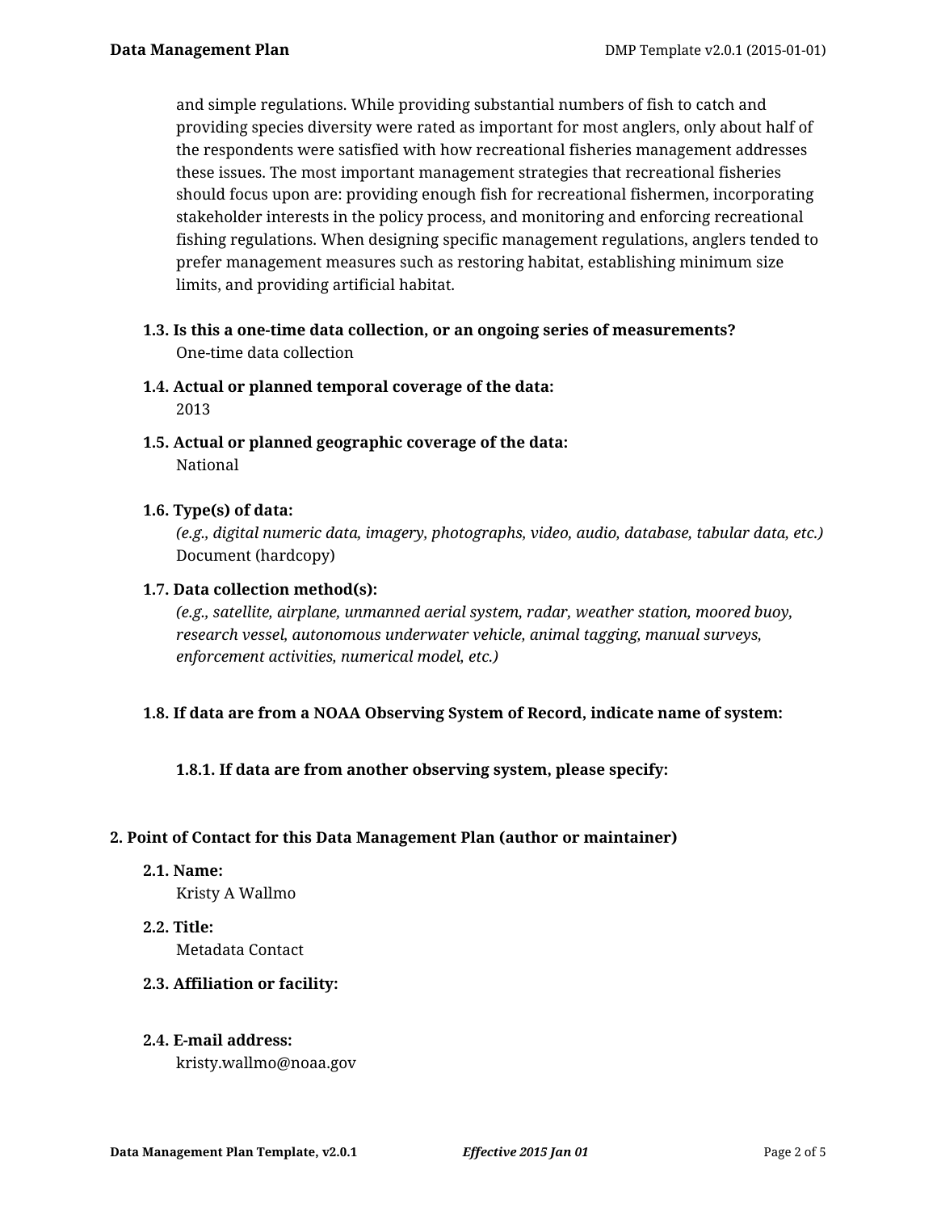and simple regulations. While providing substantial numbers of fish to catch and providing species diversity were rated as important for most anglers, only about half of the respondents were satisfied with how recreational fisheries management addresses these issues. The most important management strategies that recreational fisheries should focus upon are: providing enough fish for recreational fishermen, incorporating stakeholder interests in the policy process, and monitoring and enforcing recreational fishing regulations. When designing specific management regulations, anglers tended to prefer management measures such as restoring habitat, establishing minimum size limits, and providing artificial habitat.

**1.3. Is this a one-time data collection, or an ongoing series of measurements?**

One-time data collection

**1.4. Actual or planned temporal coverage of the data:**

2013

**1.5. Actual or planned geographic coverage of the data:**

National

**1.6. Type(s) of data:**

*(e.g., digital numeric data, imagery, photographs, video, audio, database, tabular data, etc.)*

Document (hardcopy)

**1.7. Data collection method(s):**

*(e.g., satellite, airplane, unmanned aerial system, radar, weather station, moored buoy, research vessel, autonomous underwater vehicle, animal tagging, manual surveys, enforcement activities, numerical model, etc.)*

**1.8. If data are from a NOAA Observing System of Record, indicate name of system:**

**1.8.1. If data are from another observing system, please specify:**

## 2. Point of Contact for this Data Management Plan (author or maintainer)

**2.1. Name:**

Kristy A Wallmo

**2.2. Title:**

Metadata Contact

**2.3. Affiliation or facility:**

**2.4. E-mail address:**

kristy.wallmo@noaa.gov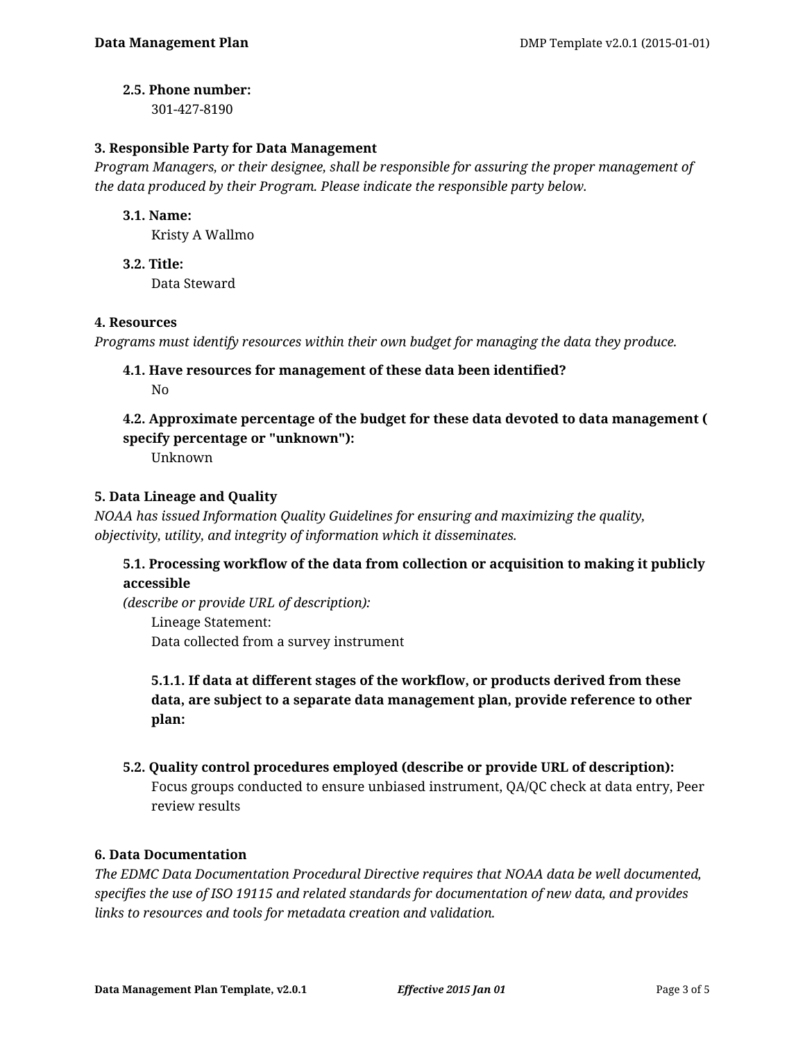**2.5. Phone number:**

301-427-8190

## 3. Responsible Party for Data Management

*Program Managers, or their designee, shall be responsible for assuring the proper management of the data produced by their Program. Please indicate the responsible party below.*

**3.1. Name:**

Kristy A Wallmo

**3.2. Title:**

Data Steward

## 4. Resources

*Programs must identify resources within their own budget for managing the data they produce.*

**4.1. Have resources for management of these data been identified?**

No

**4.2. Approximate percentage of the budget for these data devoted to data management ( specify percentage or "unknown"):**

Unknown

## 5. Data Lineage and Quality

*NOAA has issued Information Quality Guidelines for ensuring and maximizing the quality, objectivity, utility, and integrity of information which it disseminates.*

**5.1. Processing workflow of the data from collection or acquisition to making it publicly accessible**

*(describe or provide URL of description):*

Lineage Statement:
Data collected from a survey instrument

**5.1.1. If data at different stages of the workflow, or products derived from these data, are subject to a separate data management plan, provide reference to other plan:**

**5.2. Quality control procedures employed (describe or provide URL of description):**

Focus groups conducted to ensure unbiased instrument, QA/QC check at data entry, Peer review results

## 6. Data Documentation

*The EDMC Data Documentation Procedural Directive requires that NOAA data be well documented, specifies the use of ISO 19115 and related standards for documentation of new data, and provides links to resources and tools for metadata creation and validation.*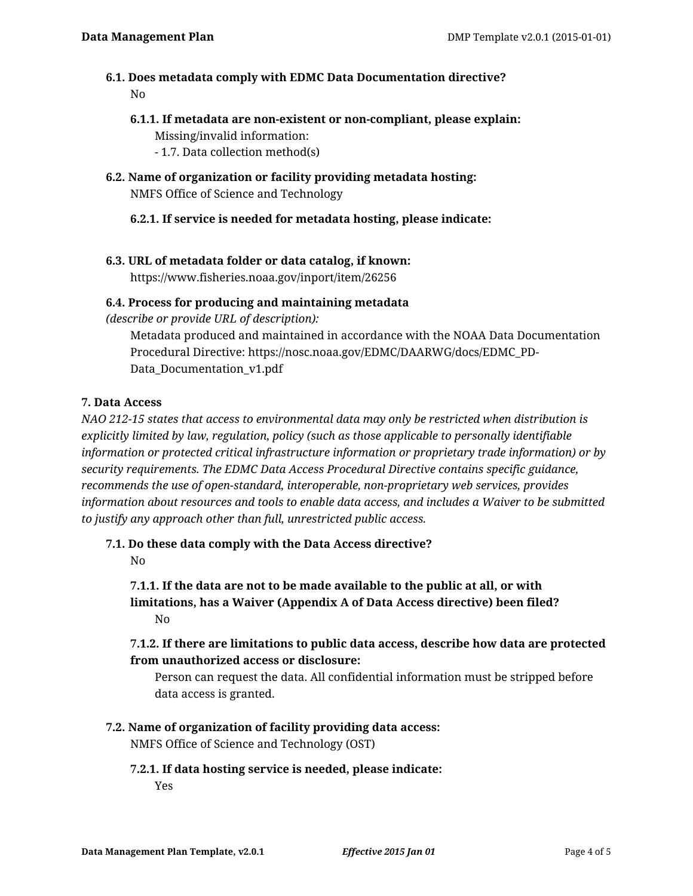### 6.1. Does metadata comply with EDMC Data Documentation directive?

No

#### 6.1.1. If metadata are non-existent or non-compliant, please explain:

Missing/invalid information:
- 1.7. Data collection method(s)

### 6.2. Name of organization or facility providing metadata hosting:

NMFS Office of Science and Technology

#### 6.2.1. If service is needed for metadata hosting, please indicate:

### 6.3. URL of metadata folder or data catalog, if known:

https://www.fisheries.noaa.gov/inport/item/26256

### 6.4. Process for producing and maintaining metadata

*(describe or provide URL of description):*

Metadata produced and maintained in accordance with the NOAA Data Documentation Procedural Directive: https://nosc.noaa.gov/EDMC/DAARWG/docs/EDMC_PD-Data_Documentation_v1.pdf

## 7. Data Access

*NAO 212-15 states that access to environmental data may only be restricted when distribution is explicitly limited by law, regulation, policy (such as those applicable to personally identifiable information or protected critical infrastructure information or proprietary trade information) or by security requirements. The EDMC Data Access Procedural Directive contains specific guidance, recommends the use of open-standard, interoperable, non-proprietary web services, provides information about resources and tools to enable data access, and includes a Waiver to be submitted to justify any approach other than full, unrestricted public access.*

### 7.1. Do these data comply with the Data Access directive?

No

#### 7.1.1. If the data are not to be made available to the public at all, or with limitations, has a Waiver (Appendix A of Data Access directive) been filed?

No

#### 7.1.2. If there are limitations to public data access, describe how data are protected from unauthorized access or disclosure:

Person can request the data. All confidential information must be stripped before data access is granted.

### 7.2. Name of organization of facility providing data access:

NMFS Office of Science and Technology (OST)

#### 7.2.1. If data hosting service is needed, please indicate:

Yes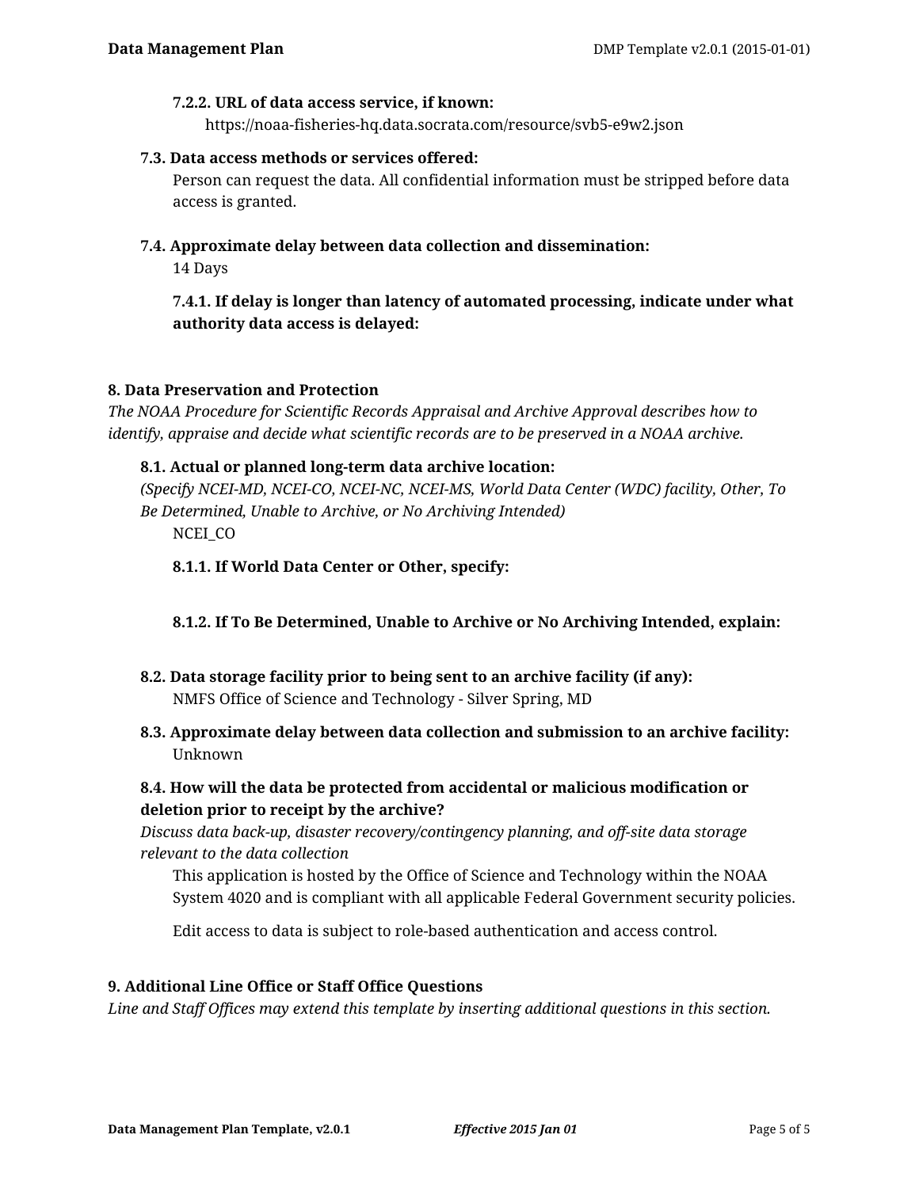#### 7.2.2. URL of data access service, if known:

https://noaa-fisheries-hq.data.socrata.com/resource/svb5-e9w2.json

### 7.3. Data access methods or services offered:

Person can request the data. All confidential information must be stripped before data access is granted.

### 7.4. Approximate delay between data collection and dissemination:

14 Days

#### 7.4.1. If delay is longer than latency of automated processing, indicate under what authority data access is delayed:

## 8. Data Preservation and Protection

*The NOAA Procedure for Scientific Records Appraisal and Archive Approval describes how to identify, appraise and decide what scientific records are to be preserved in a NOAA archive.*

### 8.1. Actual or planned long-term data archive location:

*(Specify NCEI-MD, NCEI-CO, NCEI-NC, NCEI-MS, World Data Center (WDC) facility, Other, To Be Determined, Unable to Archive, or No Archiving Intended)*

NCEI_CO

#### 8.1.1. If World Data Center or Other, specify:

#### 8.1.2. If To Be Determined, Unable to Archive or No Archiving Intended, explain:

### 8.2. Data storage facility prior to being sent to an archive facility (if any):

NMFS Office of Science and Technology - Silver Spring, MD

### 8.3. Approximate delay between data collection and submission to an archive facility:

Unknown

### 8.4. How will the data be protected from accidental or malicious modification or deletion prior to receipt by the archive?

*Discuss data back-up, disaster recovery/contingency planning, and off-site data storage relevant to the data collection*

This application is hosted by the Office of Science and Technology within the NOAA System 4020 and is compliant with all applicable Federal Government security policies.

Edit access to data is subject to role-based authentication and access control.

## 9. Additional Line Office or Staff Office Questions

*Line and Staff Offices may extend this template by inserting additional questions in this section.*